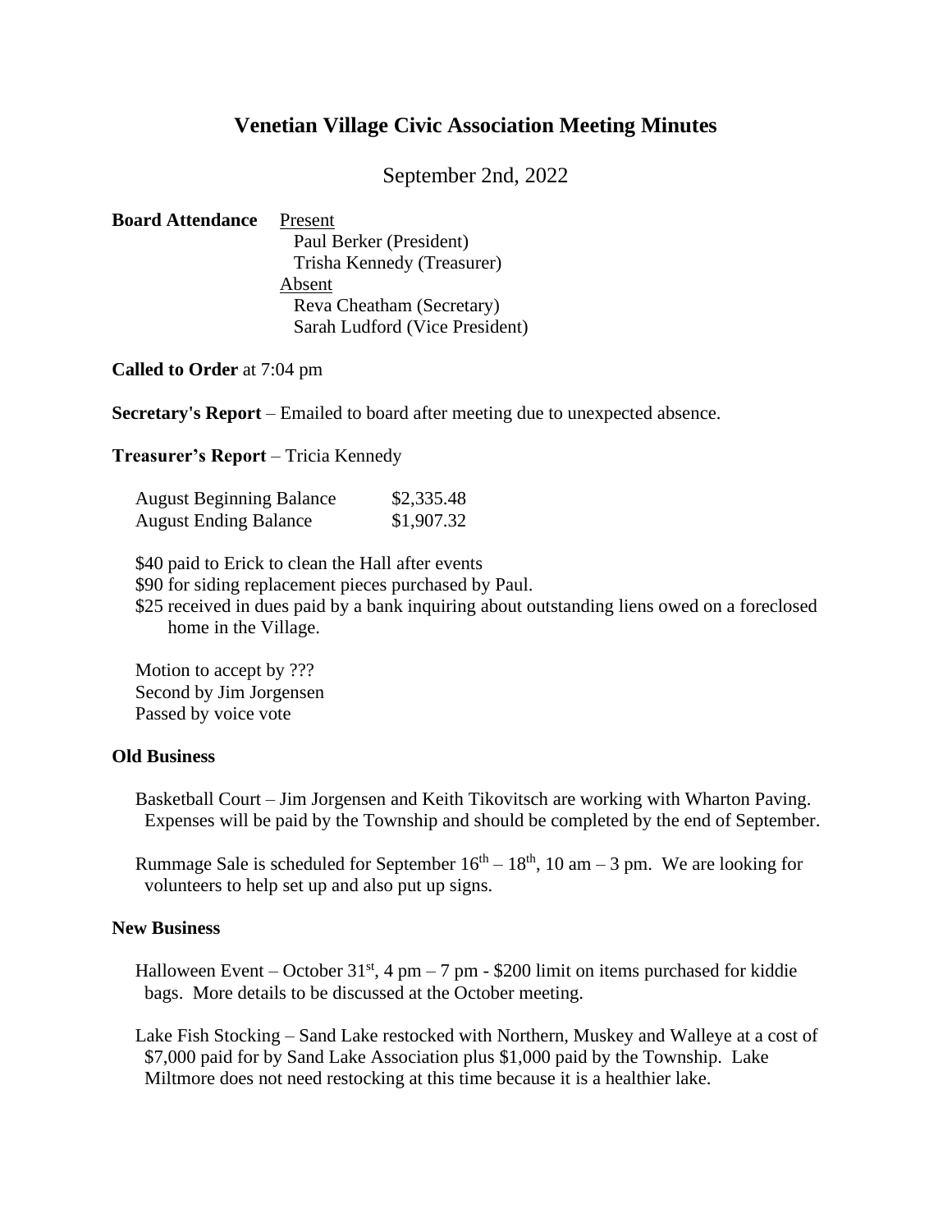# Venetian Village Civic Association Meeting Minutes

September 2nd, 2022

**Board Attendance**

Present
- Paul Berker (President)
- Trisha Kennedy (Treasurer)

Absent
- Reva Cheatham (Secretary)
- Sarah Ludford (Vice President)

**Called to Order** at 7:04 pm

**Secretary's Report** – Emailed to board after meeting due to unexpected absence.

**Treasurer's Report** – Tricia Kennedy

| | |
|---|---|
| August Beginning Balance | \$2,335.48 |
| August Ending Balance | \$1,907.32 |

\$40 paid to Erick to clean the Hall after events
\$90 for siding replacement pieces purchased by Paul.
\$25 received in dues paid by a bank inquiring about outstanding liens owed on a foreclosed home in the Village.

Motion to accept by ???
Second by Jim Jorgensen
Passed by voice vote

### Old Business

Basketball Court – Jim Jorgensen and Keith Tikovitsch are working with Wharton Paving. Expenses will be paid by the Township and should be completed by the end of September.

Rummage Sale is scheduled for September 16th – 18th, 10 am – 3 pm. We are looking for volunteers to help set up and also put up signs.

### New Business

Halloween Event – October 31st, 4 pm – 7 pm - \$200 limit on items purchased for kiddie bags. More details to be discussed at the October meeting.

Lake Fish Stocking – Sand Lake restocked with Northern, Muskey and Walleye at a cost of \$7,000 paid for by Sand Lake Association plus \$1,000 paid by the Township. Lake Miltmore does not need restocking at this time because it is a healthier lake.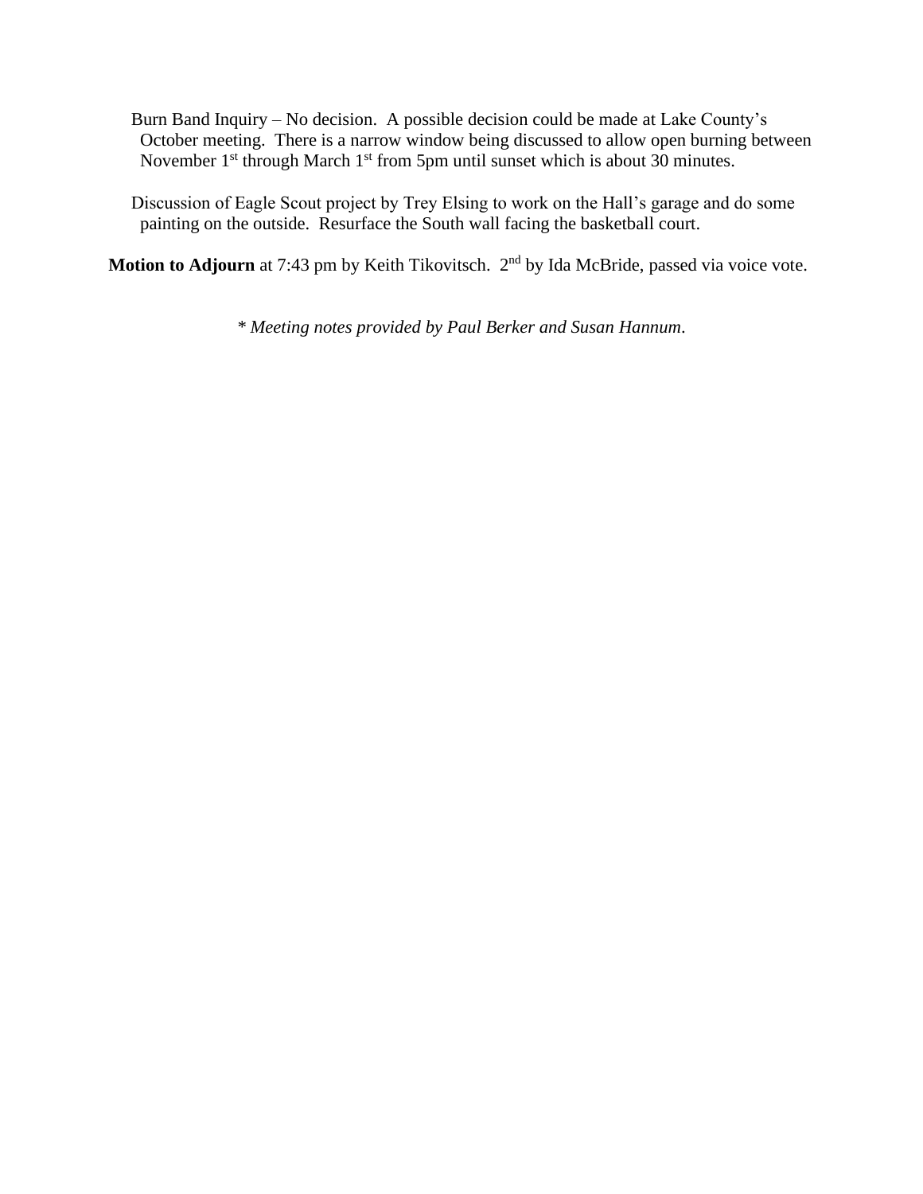Burn Band Inquiry – No decision. A possible decision could be made at Lake County's October meeting. There is a narrow window being discussed to allow open burning between November 1st through March 1st from 5pm until sunset which is about 30 minutes.

Discussion of Eagle Scout project by Trey Elsing to work on the Hall's garage and do some painting on the outside. Resurface the South wall facing the basketball court.

**Motion to Adjourn** at 7:43 pm by Keith Tikovitsch. 2nd by Ida McBride, passed via voice vote.

*\* Meeting notes provided by Paul Berker and Susan Hannum.*